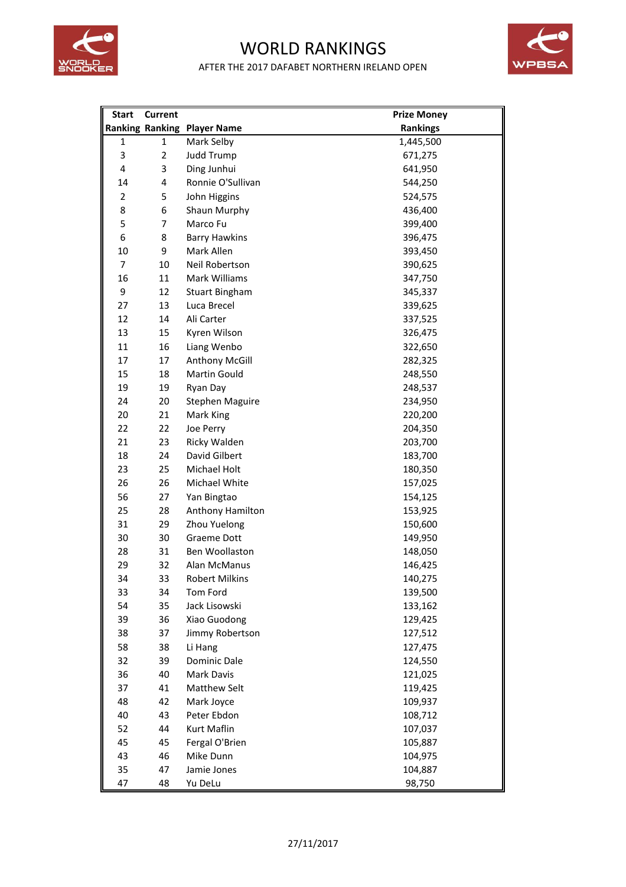# WORLD RANKINGS

AFTER THE 2017 DAFABET NORTHERN IRELAND OPEN

| Start Ranking | Current Ranking | Player Name | Prize Money Rankings |
|---|---|---|---|
| 1 | 1 | Mark Selby | 1,445,500 |
| 3 | 2 | Judd Trump | 671,275 |
| 4 | 3 | Ding Junhui | 641,950 |
| 14 | 4 | Ronnie O'Sullivan | 544,250 |
| 2 | 5 | John Higgins | 524,575 |
| 8 | 6 | Shaun Murphy | 436,400 |
| 5 | 7 | Marco Fu | 399,400 |
| 6 | 8 | Barry Hawkins | 396,475 |
| 10 | 9 | Mark Allen | 393,450 |
| 7 | 10 | Neil Robertson | 390,625 |
| 16 | 11 | Mark Williams | 347,750 |
| 9 | 12 | Stuart Bingham | 345,337 |
| 27 | 13 | Luca Brecel | 339,625 |
| 12 | 14 | Ali Carter | 337,525 |
| 13 | 15 | Kyren Wilson | 326,475 |
| 11 | 16 | Liang Wenbo | 322,650 |
| 17 | 17 | Anthony McGill | 282,325 |
| 15 | 18 | Martin Gould | 248,550 |
| 19 | 19 | Ryan Day | 248,537 |
| 24 | 20 | Stephen Maguire | 234,950 |
| 20 | 21 | Mark King | 220,200 |
| 22 | 22 | Joe Perry | 204,350 |
| 21 | 23 | Ricky Walden | 203,700 |
| 18 | 24 | David Gilbert | 183,700 |
| 23 | 25 | Michael Holt | 180,350 |
| 26 | 26 | Michael White | 157,025 |
| 56 | 27 | Yan Bingtao | 154,125 |
| 25 | 28 | Anthony Hamilton | 153,925 |
| 31 | 29 | Zhou Yuelong | 150,600 |
| 30 | 30 | Graeme Dott | 149,950 |
| 28 | 31 | Ben Woollaston | 148,050 |
| 29 | 32 | Alan McManus | 146,425 |
| 34 | 33 | Robert Milkins | 140,275 |
| 33 | 34 | Tom Ford | 139,500 |
| 54 | 35 | Jack Lisowski | 133,162 |
| 39 | 36 | Xiao Guodong | 129,425 |
| 38 | 37 | Jimmy Robertson | 127,512 |
| 58 | 38 | Li Hang | 127,475 |
| 32 | 39 | Dominic Dale | 124,550 |
| 36 | 40 | Mark Davis | 121,025 |
| 37 | 41 | Matthew Selt | 119,425 |
| 48 | 42 | Mark Joyce | 109,937 |
| 40 | 43 | Peter Ebdon | 108,712 |
| 52 | 44 | Kurt Maflin | 107,037 |
| 45 | 45 | Fergal O'Brien | 105,887 |
| 43 | 46 | Mike Dunn | 104,975 |
| 35 | 47 | Jamie Jones | 104,887 |
| 47 | 48 | Yu DeLu | 98,750 |

27/11/2017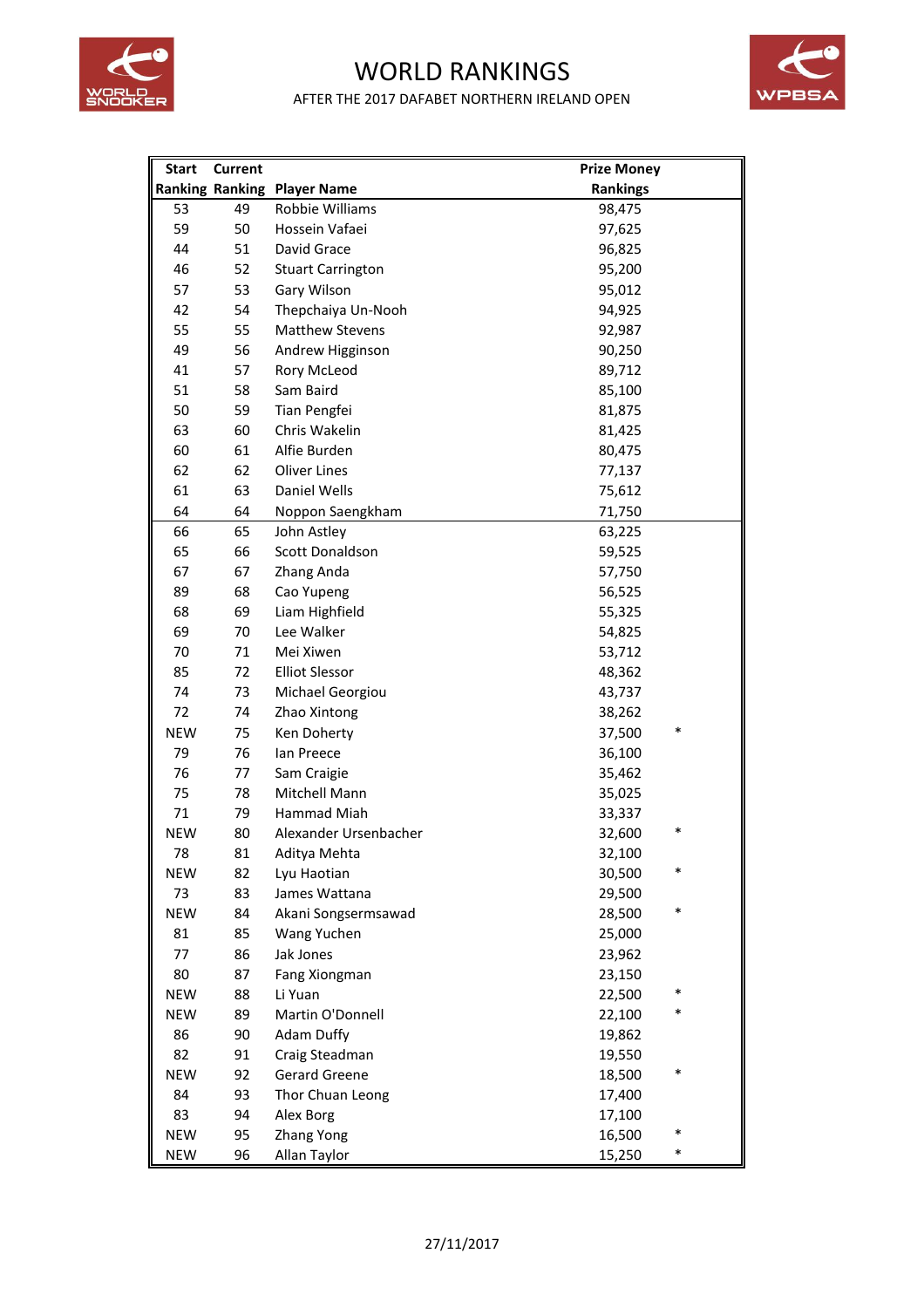# WORLD RANKINGS

AFTER THE 2017 DAFABET NORTHERN IRELAND OPEN

| Start Ranking | Current Ranking | Player Name | Prize Money Rankings | |
|---|---|---|---|---|
| 53 | 49 | Robbie Williams | 98,475 | |
| 59 | 50 | Hossein Vafaei | 97,625 | |
| 44 | 51 | David Grace | 96,825 | |
| 46 | 52 | Stuart Carrington | 95,200 | |
| 57 | 53 | Gary Wilson | 95,012 | |
| 42 | 54 | Thepchaiya Un-Nooh | 94,925 | |
| 55 | 55 | Matthew Stevens | 92,987 | |
| 49 | 56 | Andrew Higginson | 90,250 | |
| 41 | 57 | Rory McLeod | 89,712 | |
| 51 | 58 | Sam Baird | 85,100 | |
| 50 | 59 | Tian Pengfei | 81,875 | |
| 63 | 60 | Chris Wakelin | 81,425 | |
| 60 | 61 | Alfie Burden | 80,475 | |
| 62 | 62 | Oliver Lines | 77,137 | |
| 61 | 63 | Daniel Wells | 75,612 | |
| 64 | 64 | Noppon Saengkham | 71,750 | |
| 66 | 65 | John Astley | 63,225 | |
| 65 | 66 | Scott Donaldson | 59,525 | |
| 67 | 67 | Zhang Anda | 57,750 | |
| 89 | 68 | Cao Yupeng | 56,525 | |
| 68 | 69 | Liam Highfield | 55,325 | |
| 69 | 70 | Lee Walker | 54,825 | |
| 70 | 71 | Mei Xiwen | 53,712 | |
| 85 | 72 | Elliot Slessor | 48,362 | |
| 74 | 73 | Michael Georgiou | 43,737 | |
| 72 | 74 | Zhao Xintong | 38,262 | |
| NEW | 75 | Ken Doherty | 37,500 | * |
| 79 | 76 | Ian Preece | 36,100 | |
| 76 | 77 | Sam Craigie | 35,462 | |
| 75 | 78 | Mitchell Mann | 35,025 | |
| 71 | 79 | Hammad Miah | 33,337 | |
| NEW | 80 | Alexander Ursenbacher | 32,600 | * |
| 78 | 81 | Aditya Mehta | 32,100 | |
| NEW | 82 | Lyu Haotian | 30,500 | * |
| 73 | 83 | James Wattana | 29,500 | |
| NEW | 84 | Akani Songsermsawad | 28,500 | * |
| 81 | 85 | Wang Yuchen | 25,000 | |
| 77 | 86 | Jak Jones | 23,962 | |
| 80 | 87 | Fang Xiongman | 23,150 | |
| NEW | 88 | Li Yuan | 22,500 | * |
| NEW | 89 | Martin O'Donnell | 22,100 | * |
| 86 | 90 | Adam Duffy | 19,862 | |
| 82 | 91 | Craig Steadman | 19,550 | |
| NEW | 92 | Gerard Greene | 18,500 | * |
| 84 | 93 | Thor Chuan Leong | 17,400 | |
| 83 | 94 | Alex Borg | 17,100 | |
| NEW | 95 | Zhang Yong | 16,500 | * |
| NEW | 96 | Allan Taylor | 15,250 | * |

27/11/2017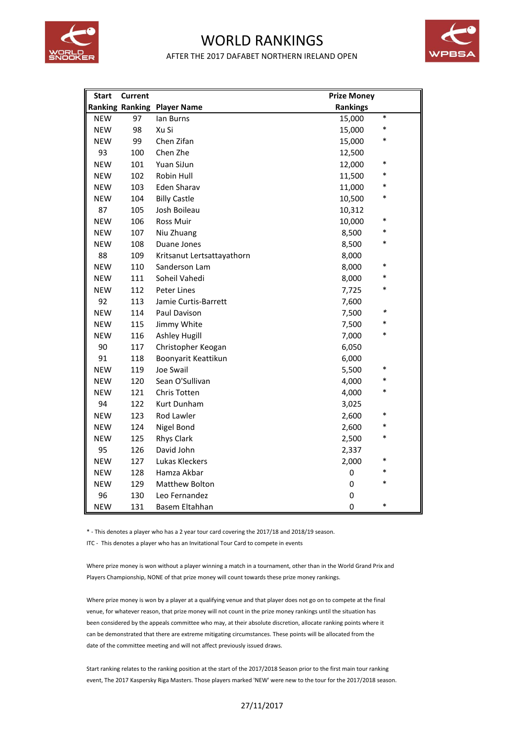# WORLD RANKINGS

AFTER THE 2017 DAFABET NORTHERN IRELAND OPEN

| Start Ranking | Current Ranking | Player Name | Prize Money Rankings | |
|---|---|---|---|---|
| NEW | 97 | Ian Burns | 15,000 | * |
| NEW | 98 | Xu Si | 15,000 | * |
| NEW | 99 | Chen Zifan | 15,000 | * |
| 93 | 100 | Chen Zhe | 12,500 | |
| NEW | 101 | Yuan SiJun | 12,000 | * |
| NEW | 102 | Robin Hull | 11,500 | * |
| NEW | 103 | Eden Sharav | 11,000 | * |
| NEW | 104 | Billy Castle | 10,500 | * |
| 87 | 105 | Josh Boileau | 10,312 | |
| NEW | 106 | Ross Muir | 10,000 | * |
| NEW | 107 | Niu Zhuang | 8,500 | * |
| NEW | 108 | Duane Jones | 8,500 | * |
| 88 | 109 | Kritsanut Lertsattayathorn | 8,000 | |
| NEW | 110 | Sanderson Lam | 8,000 | * |
| NEW | 111 | Soheil Vahedi | 8,000 | * |
| NEW | 112 | Peter Lines | 7,725 | * |
| 92 | 113 | Jamie Curtis-Barrett | 7,600 | |
| NEW | 114 | Paul Davison | 7,500 | * |
| NEW | 115 | Jimmy White | 7,500 | * |
| NEW | 116 | Ashley Hugill | 7,000 | * |
| 90 | 117 | Christopher Keogan | 6,050 | |
| 91 | 118 | Boonyarit Keattikun | 6,000 | |
| NEW | 119 | Joe Swail | 5,500 | * |
| NEW | 120 | Sean O'Sullivan | 4,000 | * |
| NEW | 121 | Chris Totten | 4,000 | * |
| 94 | 122 | Kurt Dunham | 3,025 | |
| NEW | 123 | Rod Lawler | 2,600 | * |
| NEW | 124 | Nigel Bond | 2,600 | * |
| NEW | 125 | Rhys Clark | 2,500 | * |
| 95 | 126 | David John | 2,337 | |
| NEW | 127 | Lukas Kleckers | 2,000 | * |
| NEW | 128 | Hamza Akbar | 0 | * |
| NEW | 129 | Matthew Bolton | 0 | * |
| 96 | 130 | Leo Fernandez | 0 | |
| NEW | 131 | Basem Eltahhan | 0 | * |

* - This denotes a player who has a 2 year tour card covering the 2017/18 and 2018/19 season.

ITC - This denotes a player who has an Invitational Tour Card to compete in events

Where prize money is won without a player winning a match in a tournament, other than in the World Grand Prix and Players Championship, NONE of that prize money will count towards these prize money rankings.

Where prize money is won by a player at a qualifying venue and that player does not go on to compete at the final venue, for whatever reason, that prize money will not count in the prize money rankings until the situation has been considered by the appeals committee who may, at their absolute discretion, allocate ranking points where it can be demonstrated that there are extreme mitigating circumstances. These points will be allocated from the date of the committee meeting and will not affect previously issued draws.

Start ranking relates to the ranking position at the start of the 2017/2018 Season prior to the first main tour ranking event, The 2017 Kaspersky Riga Masters. Those players marked 'NEW' were new to the tour for the 2017/2018 season.

27/11/2017